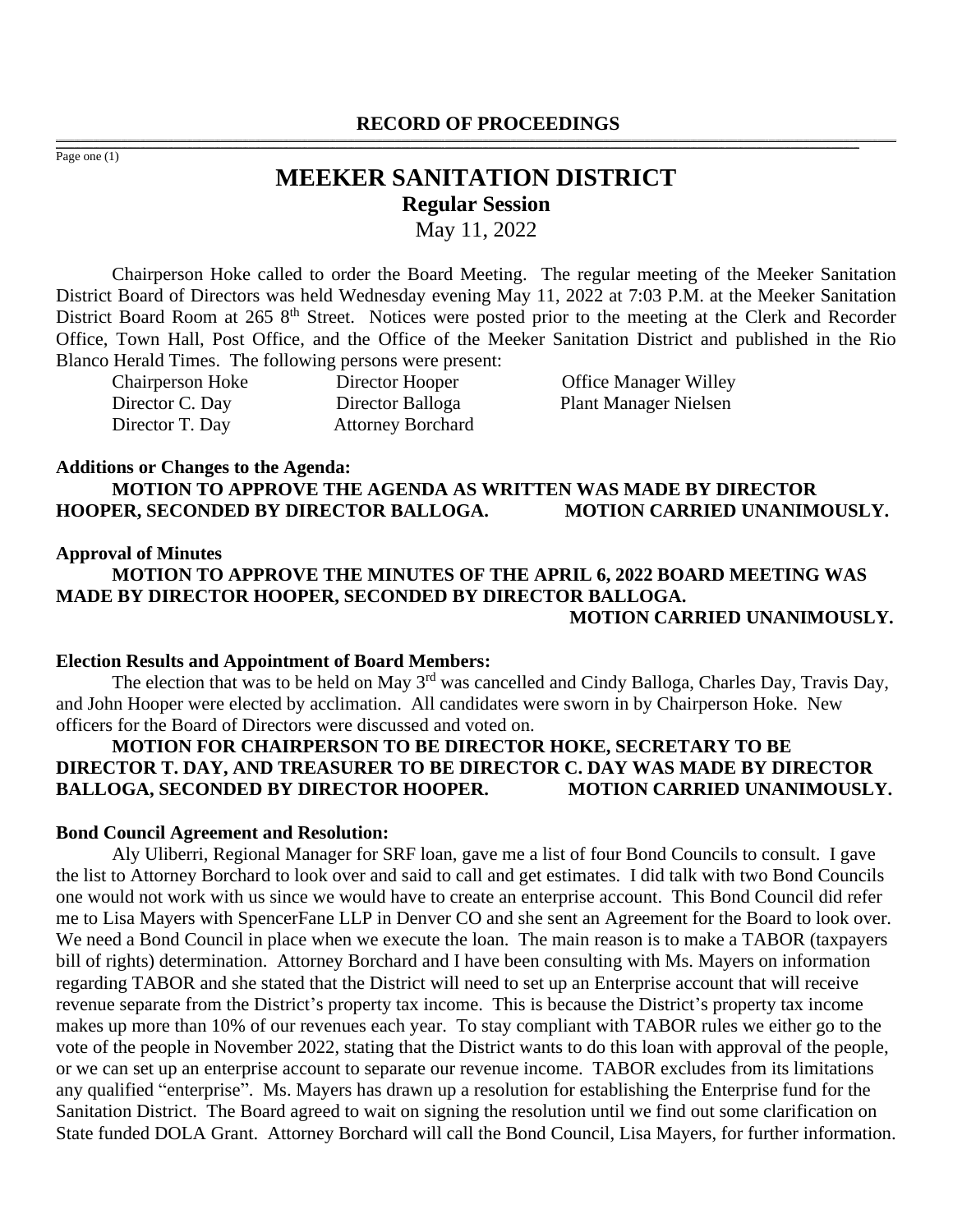**RECORD OF PROCEEDINGS**

# MEEKER SANITATION DISTRICT

## Regular Session

May 11, 2022

Chairperson Hoke called to order the Board Meeting. The regular meeting of the Meeker Sanitation District Board of Directors was held Wednesday evening May 11, 2022 at 7:03 P.M. at the Meeker Sanitation District Board Room at 265 8th Street. Notices were posted prior to the meeting at the Clerk and Recorder Office, Town Hall, Post Office, and the Office of the Meeker Sanitation District and published in the Rio Blanco Herald Times. The following persons were present:

| | | |
|---|---|---|
| Chairperson Hoke | Director Hooper | Office Manager Willey |
| Director C. Day | Director Balloga | Plant Manager Nielsen |
| Director T. Day | Attorney Borchard | |

**Additions or Changes to the Agenda:**

**MOTION TO APPROVE THE AGENDA AS WRITTEN WAS MADE BY DIRECTOR HOOPER, SECONDED BY DIRECTOR BALLOGA. MOTION CARRIED UNANIMOUSLY.**

**Approval of Minutes**

**MOTION TO APPROVE THE MINUTES OF THE APRIL 6, 2022 BOARD MEETING WAS MADE BY DIRECTOR HOOPER, SECONDED BY DIRECTOR BALLOGA.**

**MOTION CARRIED UNANIMOUSLY.**

**Election Results and Appointment of Board Members:**

The election that was to be held on May 3rd was cancelled and Cindy Balloga, Charles Day, Travis Day, and John Hooper were elected by acclimation. All candidates were sworn in by Chairperson Hoke. New officers for the Board of Directors were discussed and voted on.

**MOTION FOR CHAIRPERSON TO BE DIRECTOR HOKE, SECRETARY TO BE DIRECTOR T. DAY, AND TREASURER TO BE DIRECTOR C. DAY WAS MADE BY DIRECTOR BALLOGA, SECONDED BY DIRECTOR HOOPER. MOTION CARRIED UNANIMOUSLY.**

**Bond Council Agreement and Resolution:**

Aly Uliberri, Regional Manager for SRF loan, gave me a list of four Bond Councils to consult. I gave the list to Attorney Borchard to look over and said to call and get estimates. I did talk with two Bond Councils one would not work with us since we would have to create an enterprise account. This Bond Council did refer me to Lisa Mayers with SpencerFane LLP in Denver CO and she sent an Agreement for the Board to look over. We need a Bond Council in place when we execute the loan. The main reason is to make a TABOR (taxpayers bill of rights) determination. Attorney Borchard and I have been consulting with Ms. Mayers on information regarding TABOR and she stated that the District will need to set up an Enterprise account that will receive revenue separate from the District's property tax income. This is because the District's property tax income makes up more than 10% of our revenues each year. To stay compliant with TABOR rules we either go to the vote of the people in November 2022, stating that the District wants to do this loan with approval of the people, or we can set up an enterprise account to separate our revenue income. TABOR excludes from its limitations any qualified "enterprise". Ms. Mayers has drawn up a resolution for establishing the Enterprise fund for the Sanitation District. The Board agreed to wait on signing the resolution until we find out some clarification on State funded DOLA Grant. Attorney Borchard will call the Bond Council, Lisa Mayers, for further information.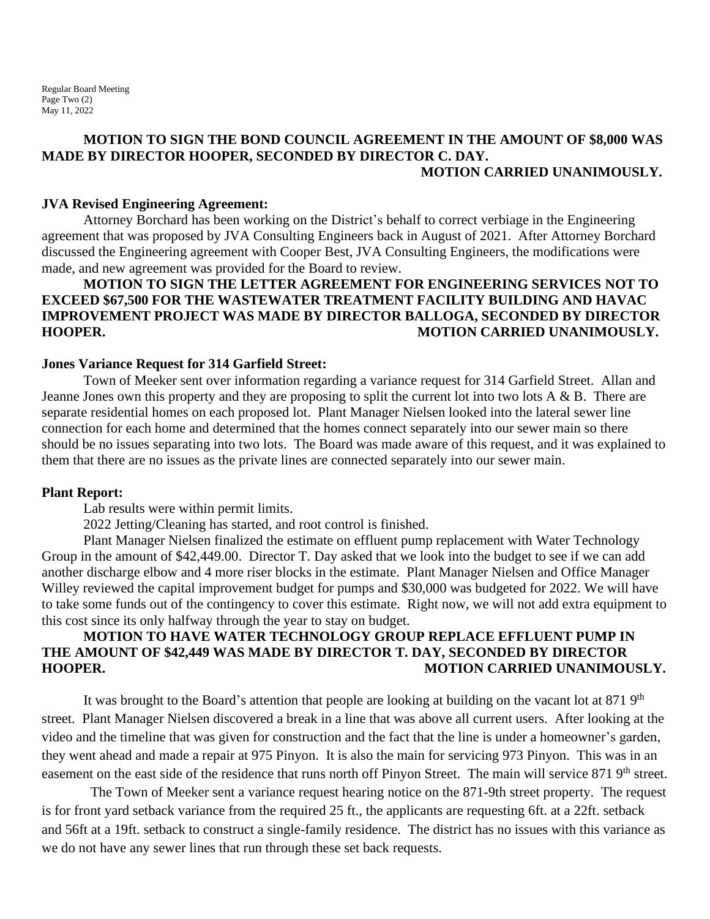**MOTION TO SIGN THE BOND COUNCIL AGREEMENT IN THE AMOUNT OF $8,000 WAS MADE BY DIRECTOR HOOPER, SECONDED BY DIRECTOR C. DAY.**
**MOTION CARRIED UNANIMOUSLY.**

**JVA Revised Engineering Agreement:**

Attorney Borchard has been working on the District's behalf to correct verbiage in the Engineering agreement that was proposed by JVA Consulting Engineers back in August of 2021. After Attorney Borchard discussed the Engineering agreement with Cooper Best, JVA Consulting Engineers, the modifications were made, and new agreement was provided for the Board to review.

**MOTION TO SIGN THE LETTER AGREEMENT FOR ENGINEERING SERVICES NOT TO EXCEED $67,500 FOR THE WASTEWATER TREATMENT FACILITY BUILDING AND HAVAC IMPROVEMENT PROJECT WAS MADE BY DIRECTOR BALLOGA, SECONDED BY DIRECTOR HOOPER. MOTION CARRIED UNANIMOUSLY.**

**Jones Variance Request for 314 Garfield Street:**

Town of Meeker sent over information regarding a variance request for 314 Garfield Street. Allan and Jeanne Jones own this property and they are proposing to split the current lot into two lots A & B. There are separate residential homes on each proposed lot. Plant Manager Nielsen looked into the lateral sewer line connection for each home and determined that the homes connect separately into our sewer main so there should be no issues separating into two lots. The Board was made aware of this request, and it was explained to them that there are no issues as the private lines are connected separately into our sewer main.

**Plant Report:**

Lab results were within permit limits.

2022 Jetting/Cleaning has started, and root control is finished.

Plant Manager Nielsen finalized the estimate on effluent pump replacement with Water Technology Group in the amount of $42,449.00. Director T. Day asked that we look into the budget to see if we can add another discharge elbow and 4 more riser blocks in the estimate. Plant Manager Nielsen and Office Manager Willey reviewed the capital improvement budget for pumps and $30,000 was budgeted for 2022. We will have to take some funds out of the contingency to cover this estimate. Right now, we will not add extra equipment to this cost since its only halfway through the year to stay on budget.

**MOTION TO HAVE WATER TECHNOLOGY GROUP REPLACE EFFLUENT PUMP IN THE AMOUNT OF $42,449 WAS MADE BY DIRECTOR T. DAY, SECONDED BY DIRECTOR HOOPER. MOTION CARRIED UNANIMOUSLY.**

It was brought to the Board's attention that people are looking at building on the vacant lot at 871 9th street. Plant Manager Nielsen discovered a break in a line that was above all current users. After looking at the video and the timeline that was given for construction and the fact that the line is under a homeowner's garden, they went ahead and made a repair at 975 Pinyon. It is also the main for servicing 973 Pinyon. This was in an easement on the east side of the residence that runs north off Pinyon Street. The main will service 871 9th street.

The Town of Meeker sent a variance request hearing notice on the 871-9th street property. The request is for front yard setback variance from the required 25 ft., the applicants are requesting 6ft. at a 22ft. setback and 56ft at a 19ft. setback to construct a single-family residence. The district has no issues with this variance as we do not have any sewer lines that run through these set back requests.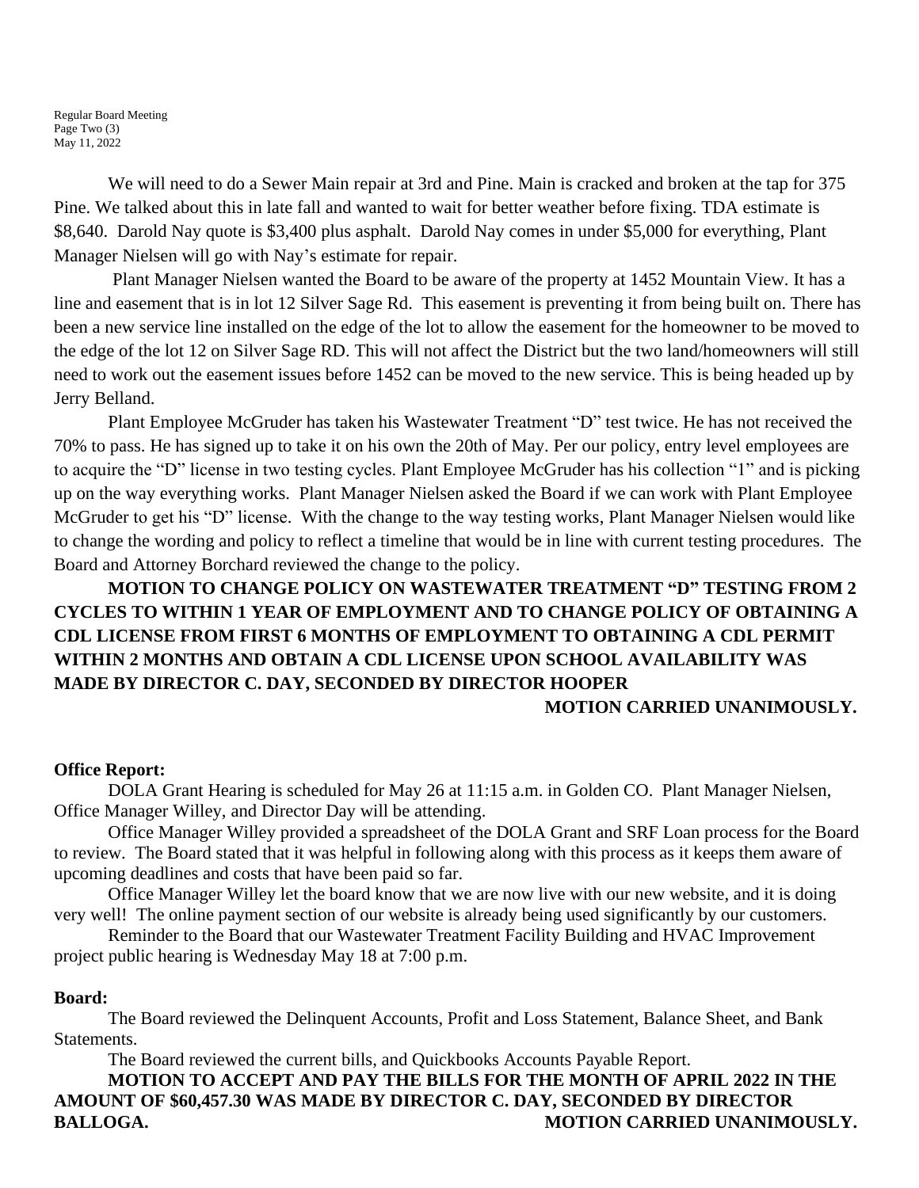We will need to do a Sewer Main repair at 3rd and Pine. Main is cracked and broken at the tap for 375 Pine. We talked about this in late fall and wanted to wait for better weather before fixing. TDA estimate is $8,640. Darold Nay quote is $3,400 plus asphalt. Darold Nay comes in under $5,000 for everything, Plant Manager Nielsen will go with Nay's estimate for repair.

Plant Manager Nielsen wanted the Board to be aware of the property at 1452 Mountain View. It has a line and easement that is in lot 12 Silver Sage Rd. This easement is preventing it from being built on. There has been a new service line installed on the edge of the lot to allow the easement for the homeowner to be moved to the edge of the lot 12 on Silver Sage RD. This will not affect the District but the two land/homeowners will still need to work out the easement issues before 1452 can be moved to the new service. This is being headed up by Jerry Belland.

Plant Employee McGruder has taken his Wastewater Treatment "D" test twice. He has not received the 70% to pass. He has signed up to take it on his own the 20th of May. Per our policy, entry level employees are to acquire the "D" license in two testing cycles. Plant Employee McGruder has his collection "1" and is picking up on the way everything works. Plant Manager Nielsen asked the Board if we can work with Plant Employee McGruder to get his "D" license. With the change to the way testing works, Plant Manager Nielsen would like to change the wording and policy to reflect a timeline that would be in line with current testing procedures. The Board and Attorney Borchard reviewed the change to the policy.

**MOTION TO CHANGE POLICY ON WASTEWATER TREATMENT "D" TESTING FROM 2 CYCLES TO WITHIN 1 YEAR OF EMPLOYMENT AND TO CHANGE POLICY OF OBTAINING A CDL LICENSE FROM FIRST 6 MONTHS OF EMPLOYMENT TO OBTAINING A CDL PERMIT WITHIN 2 MONTHS AND OBTAIN A CDL LICENSE UPON SCHOOL AVAILABILITY WAS MADE BY DIRECTOR C. DAY, SECONDED BY DIRECTOR HOOPER**

**MOTION CARRIED UNANIMOUSLY.**

**Office Report:**

DOLA Grant Hearing is scheduled for May 26 at 11:15 a.m. in Golden CO. Plant Manager Nielsen, Office Manager Willey, and Director Day will be attending.

Office Manager Willey provided a spreadsheet of the DOLA Grant and SRF Loan process for the Board to review. The Board stated that it was helpful in following along with this process as it keeps them aware of upcoming deadlines and costs that have been paid so far.

Office Manager Willey let the board know that we are now live with our new website, and it is doing very well! The online payment section of our website is already being used significantly by our customers.

Reminder to the Board that our Wastewater Treatment Facility Building and HVAC Improvement project public hearing is Wednesday May 18 at 7:00 p.m.

**Board:**

The Board reviewed the Delinquent Accounts, Profit and Loss Statement, Balance Sheet, and Bank Statements.

The Board reviewed the current bills, and Quickbooks Accounts Payable Report.

**MOTION TO ACCEPT AND PAY THE BILLS FOR THE MONTH OF APRIL 2022 IN THE AMOUNT OF $60,457.30 WAS MADE BY DIRECTOR C. DAY, SECONDED BY DIRECTOR BALLOGA.**

**MOTION CARRIED UNANIMOUSLY.**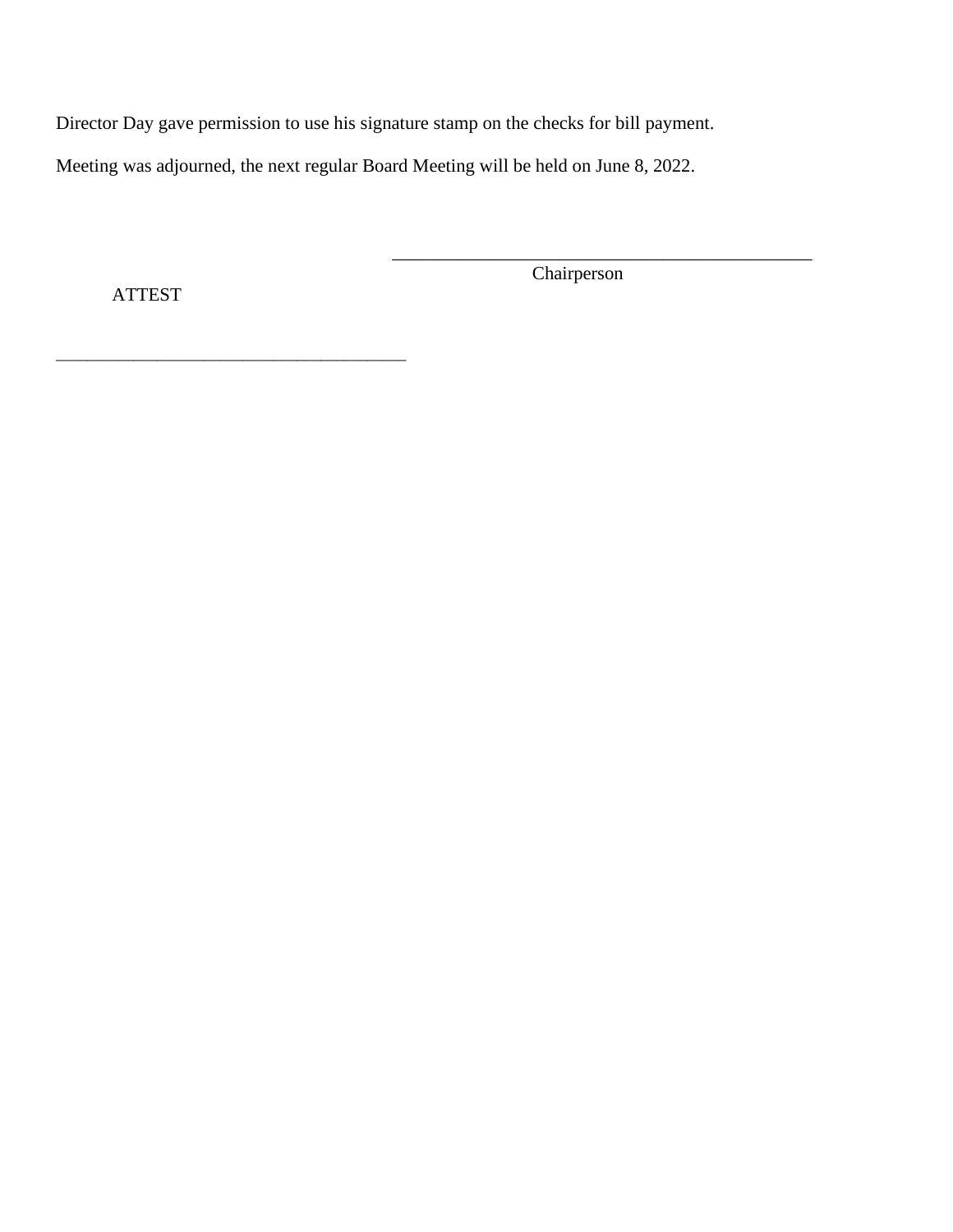Director Day gave permission to use his signature stamp on the checks for bill payment.

Meeting was adjourned, the next regular Board Meeting will be held on June 8, 2022.

\_\_\_\_\_\_\_\_\_\_\_\_\_\_\_\_\_\_\_\_\_\_\_\_\_\_\_\_\_\_\_\_\_\_\_\_\_\_\_\_\_\_\_\_\_\_

Chairperson

ATTEST

\_\_\_\_\_\_\_\_\_\_\_\_\_\_\_\_\_\_\_\_\_\_\_\_\_\_\_\_\_\_\_\_\_\_\_\_\_\_\_